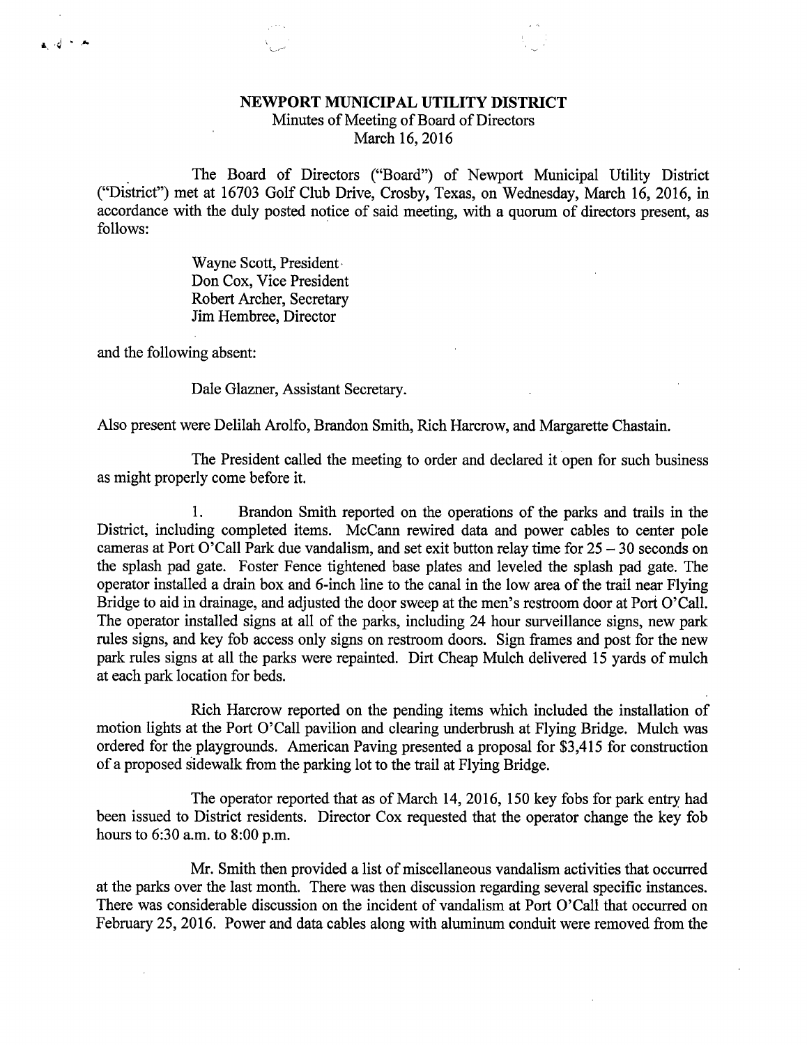**NEWPORT MUNICIPAL UTILITY DISTRICT**
Minutes of Meeting of Board of Directors
March 16, 2016

The Board of Directors ("Board") of Newport Municipal Utility District ("District") met at 16703 Golf Club Drive, Crosby, Texas, on Wednesday, March 16, 2016, in accordance with the duly posted notice of said meeting, with a quorum of directors present, as follows:

Wayne Scott, President
Don Cox, Vice President
Robert Archer, Secretary
Jim Hembree, Director

and the following absent:

Dale Glazner, Assistant Secretary.

Also present were Delilah Arolfo, Brandon Smith, Rich Harcrow, and Margarette Chastain.

The President called the meeting to order and declared it open for such business as might properly come before it.

1. Brandon Smith reported on the operations of the parks and trails in the District, including completed items. McCann rewired data and power cables to center pole cameras at Port O'Call Park due vandalism, and set exit button relay time for 25 – 30 seconds on the splash pad gate. Foster Fence tightened base plates and leveled the splash pad gate. The operator installed a drain box and 6-inch line to the canal in the low area of the trail near Flying Bridge to aid in drainage, and adjusted the door sweep at the men's restroom door at Port O'Call. The operator installed signs at all of the parks, including 24 hour surveillance signs, new park rules signs, and key fob access only signs on restroom doors. Sign frames and post for the new park rules signs at all the parks were repainted. Dirt Cheap Mulch delivered 15 yards of mulch at each park location for beds.

Rich Harcrow reported on the pending items which included the installation of motion lights at the Port O'Call pavilion and clearing underbrush at Flying Bridge. Mulch was ordered for the playgrounds. American Paving presented a proposal for $3,415 for construction of a proposed sidewalk from the parking lot to the trail at Flying Bridge.

The operator reported that as of March 14, 2016, 150 key fobs for park entry had been issued to District residents. Director Cox requested that the operator change the key fob hours to 6:30 a.m. to 8:00 p.m.

Mr. Smith then provided a list of miscellaneous vandalism activities that occurred at the parks over the last month. There was then discussion regarding several specific instances. There was considerable discussion on the incident of vandalism at Port O'Call that occurred on February 25, 2016. Power and data cables along with aluminum conduit were removed from the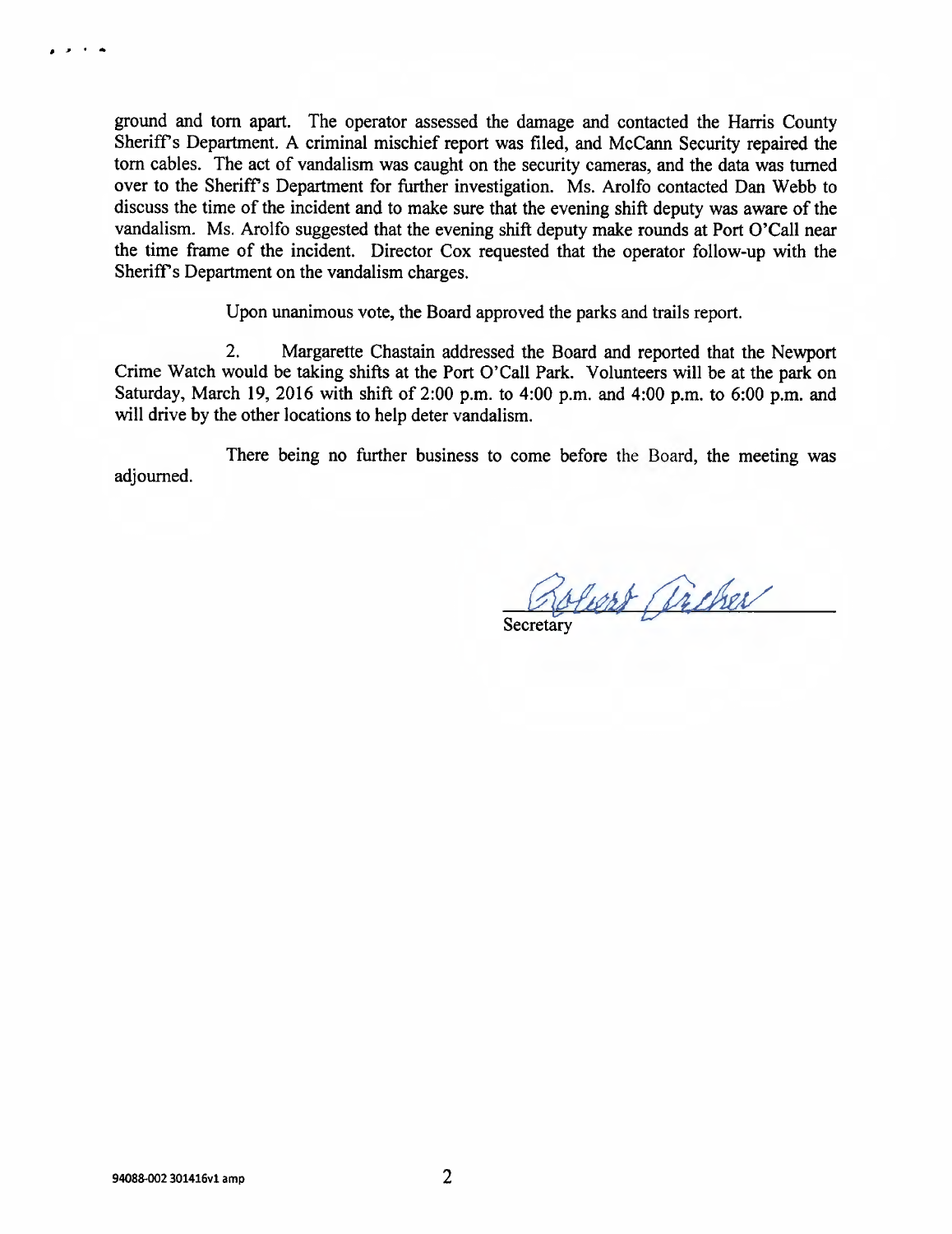ground and torn apart. The operator assessed the damage and contacted the Harris County Sheriff's Department. A criminal mischief report was filed, and McCann Security repaired the torn cables. The act of vandalism was caught on the security cameras, and the data was turned over to the Sheriff's Department for further investigation. Ms. Arolfo contacted Dan Webb to discuss the time of the incident and to make sure that the evening shift deputy was aware of the vandalism. Ms. Arolfo suggested that the evening shift deputy make rounds at Port O'Call near the time frame of the incident. Director Cox requested that the operator follow-up with the Sheriff's Department on the vandalism charges.

Upon unanimous vote, the Board approved the parks and trails report.

2. Margarette Chastain addressed the Board and reported that the Newport Crime Watch would be taking shifts at the Port O'Call Park. Volunteers will be at the park on Saturday, March 19, 2016 with shift of 2:00 p.m. to 4:00 p.m. and 4:00 p.m. to 6:00 p.m. and will drive by the other locations to help deter vandalism.

There being no further business to come before the Board, the meeting was adjourned.

Robert Archer

Secretary

94088-002 301416v1 amp